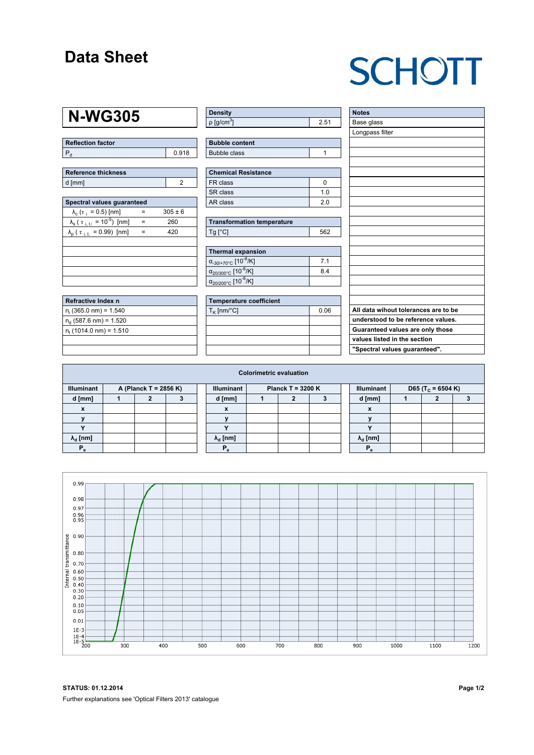# Data Sheet

SCHOTT

## N-WG305

| Reflection factor | |
|---|---|
| $P_d$ | 0.918 |

| Reference thickness | |
|---|---|
| d [mm] | 2 |

| Spectral values guaranteed | | |
|---|---|---|
| $\lambda_c$ ($\tau_i$ = 0.5) [nm] | = | 305 ± 6 |
| $\lambda_s$ ($\tau_{i,U}$ = $10^{-5}$) [nm] | = | 260 |
| $\lambda_p$ ($\tau_{i,L}$ = 0.99) [nm] | = | 420 |

| Refractive Index n |
|---|
| $n_i$ (365.0 nm) = 1.540 |
| $n_d$ (587.6 nm) = 1.520 |
| $n_t$ (1014.0 nm) = 1.510 |

| Density | |
|---|---|
| ρ [g/cm$^3$] | 2.51 |

| Bubble content | |
|---|---|
| Bubble class | 1 |

| Chemical Resistance | |
|---|---|
| FR class | 0 |
| SR class | 1.0 |
| AR class | 2.0 |

| Transformation temperature | |
|---|---|
| Tg [°C] | 562 |

| Thermal expansion | |
|---|---|
| $\alpha_{-30/+70°C}$ [$10^{-6}$/K] | 7.1 |
| $\alpha_{20/300°C}$ [$10^{-6}$/K] | 8.4 |
| $\alpha_{20/200°C}$ [$10^{-6}$/K] | |

| Temperature coefficient | |
|---|---|
| $T_K$ [nm/°C] | 0.06 |

| Notes |
|---|
| Base glass |
| Longpass filter |

**All data wihout tolerances are to be understood to be reference values. Guaranteed values are only those values listed in the section "Spectral values guaranteed".**

### Colorimetric evaluation

| Illuminant | A (Planck T = 2856 K) | | | Illuminant | Planck T = 3200 K | | | Illuminant | D65 ($T_C$ = 6504 K) | | |
|---|---|---|---|---|---|---|---|---|---|---|---|
| d [mm] | 1 | 2 | 3 | d [mm] | 1 | 2 | 3 | d [mm] | 1 | 2 | 3 |
| x | | | | x | | | | x | | | |
| y | | | | y | | | | y | | | |
| Y | | | | Y | | | | Y | | | |
| $\lambda_d$ [nm] | | | | $\lambda_d$ [nm] | | | | $\lambda_d$ [nm] | | | |
| $P_e$ | | | | $P_e$ | | | | $P_e$ | | | |

**STATUS: 01.12.2014**

Further explanations see 'Optical Filters 2013' catalogue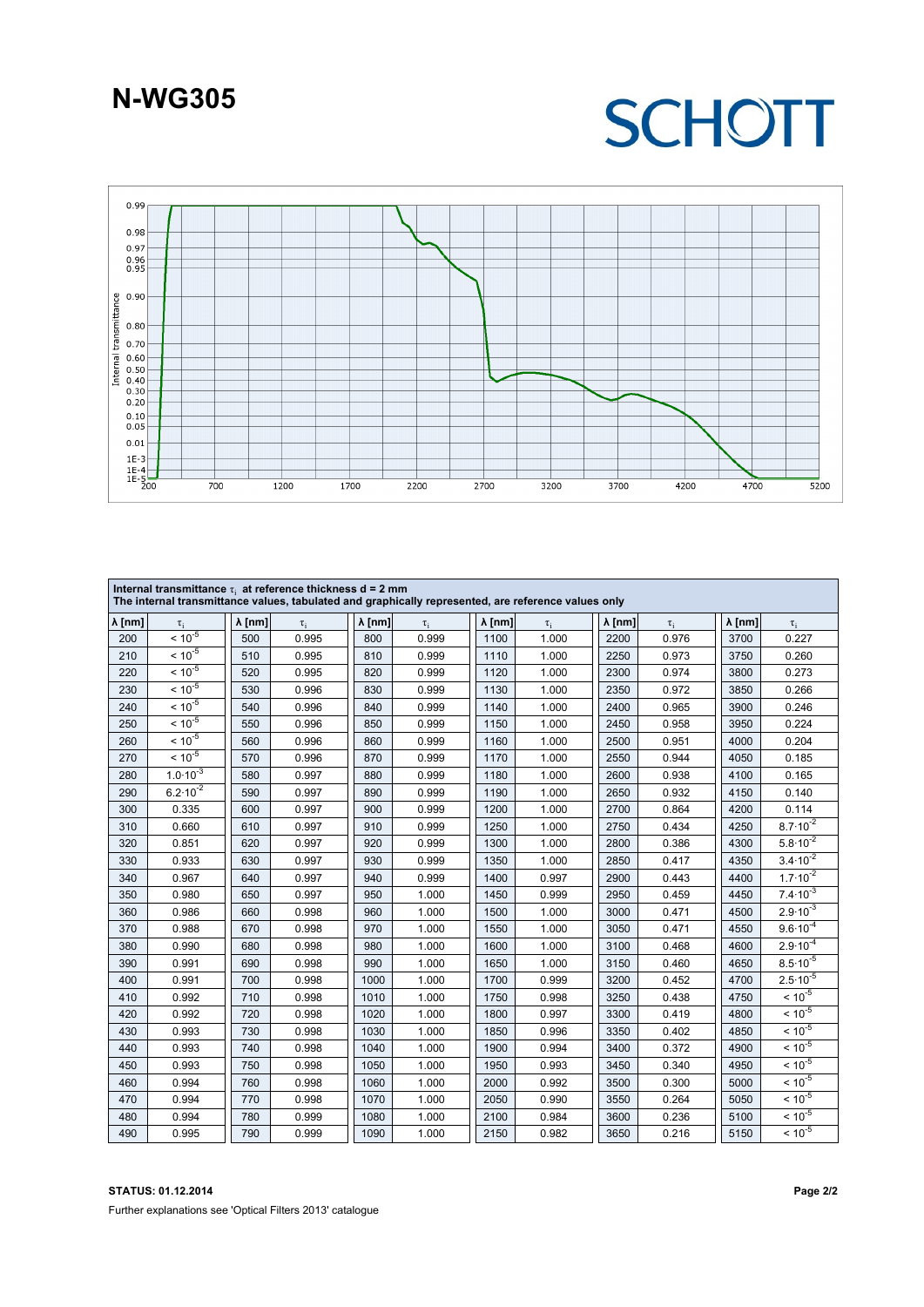# N-WG305

SCHOTT

0.99
0.98
0.97
0.96
0.95
0.90
0.80
0.70
0.60
0.50
0.40
0.30
0.20
0.10
0.05
0.01
1E-3
1E-4
1E-5

Internal transmittance

200 700 1200 1700 2200 2700 3200 3700 4200 4700 5200

**Internal transmittance $\tau_i$ at reference thickness d = 2 mm**
**The internal transmittance values, tabulated and graphically represented, are reference values only**

| λ [nm] | $\tau_i$ | λ [nm] | $\tau_i$ | λ [nm] | $\tau_i$ | λ [nm] | $\tau_i$ | λ [nm] | $\tau_i$ | λ [nm] | $\tau_i$ |
|---|---|---|---|---|---|---|---|---|---|---|---|
| 200 | $< 10^{-5}$ | 500 | 0.995 | 800 | 0.999 | 1100 | 1.000 | 2200 | 0.976 | 3700 | 0.227 |
| 210 | $< 10^{-5}$ | 510 | 0.995 | 810 | 0.999 | 1110 | 1.000 | 2250 | 0.973 | 3750 | 0.260 |
| 220 | $< 10^{-5}$ | 520 | 0.995 | 820 | 0.999 | 1120 | 1.000 | 2300 | 0.974 | 3800 | 0.273 |
| 230 | $< 10^{-5}$ | 530 | 0.996 | 830 | 0.999 | 1130 | 1.000 | 2350 | 0.972 | 3850 | 0.266 |
| 240 | $< 10^{-5}$ | 540 | 0.996 | 840 | 0.999 | 1140 | 1.000 | 2400 | 0.965 | 3900 | 0.246 |
| 250 | $< 10^{-5}$ | 550 | 0.996 | 850 | 0.999 | 1150 | 1.000 | 2450 | 0.958 | 3950 | 0.224 |
| 260 | $< 10^{-5}$ | 560 | 0.996 | 860 | 0.999 | 1160 | 1.000 | 2500 | 0.951 | 4000 | 0.204 |
| 270 | $< 10^{-5}$ | 570 | 0.996 | 870 | 0.999 | 1170 | 1.000 | 2550 | 0.944 | 4050 | 0.185 |
| 280 | $1.0 \cdot 10^{-3}$ | 580 | 0.997 | 880 | 0.999 | 1180 | 1.000 | 2600 | 0.938 | 4100 | 0.165 |
| 290 | $6.2 \cdot 10^{-2}$ | 590 | 0.997 | 890 | 0.999 | 1190 | 1.000 | 2650 | 0.932 | 4150 | 0.140 |
| 300 | 0.335 | 600 | 0.997 | 900 | 0.999 | 1200 | 1.000 | 2700 | 0.864 | 4200 | 0.114 |
| 310 | 0.660 | 610 | 0.997 | 910 | 0.999 | 1250 | 1.000 | 2750 | 0.434 | 4250 | $8.7 \cdot 10^{-2}$ |
| 320 | 0.851 | 620 | 0.997 | 920 | 0.999 | 1300 | 1.000 | 2800 | 0.386 | 4300 | $5.8 \cdot 10^{-2}$ |
| 330 | 0.933 | 630 | 0.997 | 930 | 0.999 | 1350 | 1.000 | 2850 | 0.417 | 4350 | $3.4 \cdot 10^{-2}$ |
| 340 | 0.967 | 640 | 0.997 | 940 | 0.999 | 1400 | 0.997 | 2900 | 0.443 | 4400 | $1.7 \cdot 10^{-2}$ |
| 350 | 0.980 | 650 | 0.997 | 950 | 1.000 | 1450 | 0.999 | 2950 | 0.459 | 4450 | $7.4 \cdot 10^{-3}$ |
| 360 | 0.986 | 660 | 0.998 | 960 | 1.000 | 1500 | 1.000 | 3000 | 0.471 | 4500 | $2.9 \cdot 10^{-3}$ |
| 370 | 0.988 | 670 | 0.998 | 970 | 1.000 | 1550 | 1.000 | 3050 | 0.471 | 4550 | $9.6 \cdot 10^{-4}$ |
| 380 | 0.990 | 680 | 0.998 | 980 | 1.000 | 1600 | 1.000 | 3100 | 0.468 | 4600 | $2.9 \cdot 10^{-4}$ |
| 390 | 0.991 | 690 | 0.998 | 990 | 1.000 | 1650 | 1.000 | 3150 | 0.460 | 4650 | $8.5 \cdot 10^{-5}$ |
| 400 | 0.991 | 700 | 0.998 | 1000 | 1.000 | 1700 | 0.999 | 3200 | 0.452 | 4700 | $2.5 \cdot 10^{-5}$ |
| 410 | 0.992 | 710 | 0.998 | 1010 | 1.000 | 1750 | 0.998 | 3250 | 0.438 | 4750 | $< 10^{-5}$ |
| 420 | 0.992 | 720 | 0.998 | 1020 | 1.000 | 1800 | 0.997 | 3300 | 0.419 | 4800 | $< 10^{-5}$ |
| 430 | 0.993 | 730 | 0.998 | 1030 | 1.000 | 1850 | 0.996 | 3350 | 0.402 | 4850 | $< 10^{-5}$ |
| 440 | 0.993 | 740 | 0.998 | 1040 | 1.000 | 1900 | 0.994 | 3400 | 0.372 | 4900 | $< 10^{-5}$ |
| 450 | 0.993 | 750 | 0.998 | 1050 | 1.000 | 1950 | 0.993 | 3450 | 0.340 | 4950 | $< 10^{-5}$ |
| 460 | 0.994 | 760 | 0.998 | 1060 | 1.000 | 2000 | 0.992 | 3500 | 0.300 | 5000 | $< 10^{-5}$ |
| 470 | 0.994 | 770 | 0.998 | 1070 | 1.000 | 2050 | 0.990 | 3550 | 0.264 | 5050 | $< 10^{-5}$ |
| 480 | 0.994 | 780 | 0.999 | 1080 | 1.000 | 2100 | 0.984 | 3600 | 0.236 | 5100 | $< 10^{-5}$ |
| 490 | 0.995 | 790 | 0.999 | 1090 | 1.000 | 2150 | 0.982 | 3650 | 0.216 | 5150 | $< 10^{-5}$ |

**STATUS: 01.12.2014**

Further explanations see 'Optical Filters 2013' catalogue